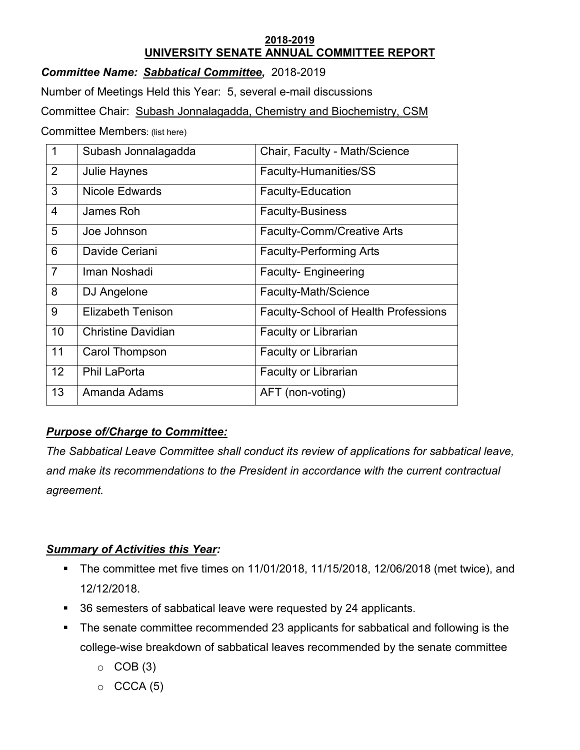# 2018-2019
# UNIVERSITY SENATE ANNUAL COMMITTEE REPORT

***Committee Name: <u>Sabbatical Committee</u>,*** 2018-2019

Number of Meetings Held this Year: 5, several e-mail discussions

Committee Chair: <u>Subash Jonnalagadda, Chemistry and Biochemistry, CSM</u>

Committee Members: (list here)

| | | |
|---|---|---|
| 1 | Subash Jonnalagadda | Chair, Faculty - Math/Science |
| 2 | Julie Haynes | Faculty-Humanities/SS |
| 3 | Nicole Edwards | Faculty-Education |
| 4 | James Roh | Faculty-Business |
| 5 | Joe Johnson | Faculty-Comm/Creative Arts |
| 6 | Davide Ceriani | Faculty-Performing Arts |
| 7 | Iman Noshadi | Faculty- Engineering |
| 8 | DJ Angelone | Faculty-Math/Science |
| 9 | Elizabeth Tenison | Faculty-School of Health Professions |
| 10 | Christine Davidian | Faculty or Librarian |
| 11 | Carol Thompson | Faculty or Librarian |
| 12 | Phil LaPorta | Faculty or Librarian |
| 13 | Amanda Adams | AFT (non-voting) |

## ***<u>Purpose of/Charge to Committee:</u>***

*The Sabbatical Leave Committee shall conduct its review of applications for sabbatical leave, and make its recommendations to the President in accordance with the current contractual agreement.*

## ***<u>Summary of Activities this Year</u>:***

- The committee met five times on 11/01/2018, 11/15/2018, 12/06/2018 (met twice), and 12/12/2018.
- 36 semesters of sabbatical leave were requested by 24 applicants.
- The senate committee recommended 23 applicants for sabbatical and following is the college-wise breakdown of sabbatical leaves recommended by the senate committee
  - COB (3)
  - CCCA (5)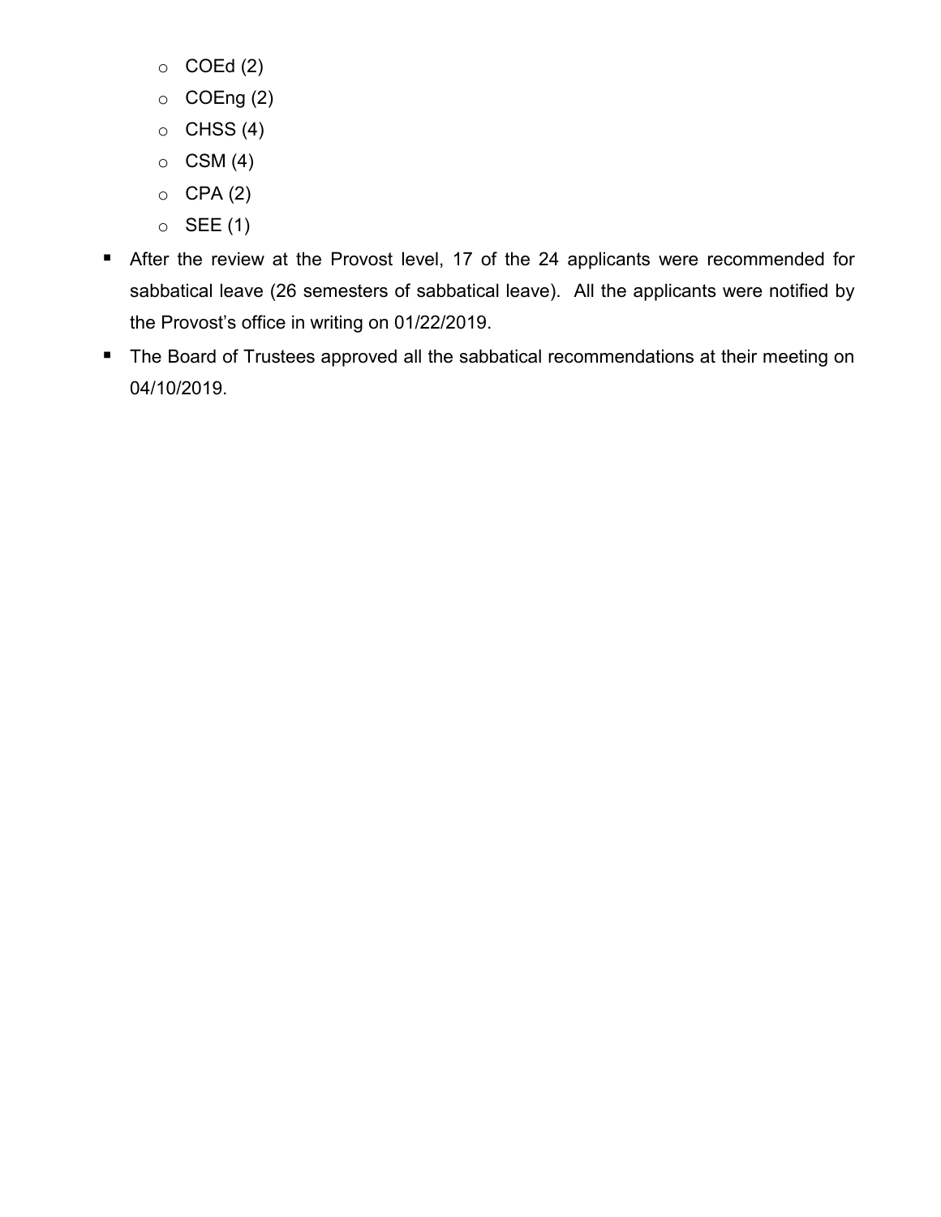- COEd (2)
  - COEng (2)
  - CHSS (4)
  - CSM (4)
  - CPA (2)
  - SEE (1)
- After the review at the Provost level, 17 of the 24 applicants were recommended for sabbatical leave (26 semesters of sabbatical leave). All the applicants were notified by the Provost's office in writing on 01/22/2019.
- The Board of Trustees approved all the sabbatical recommendations at their meeting on 04/10/2019.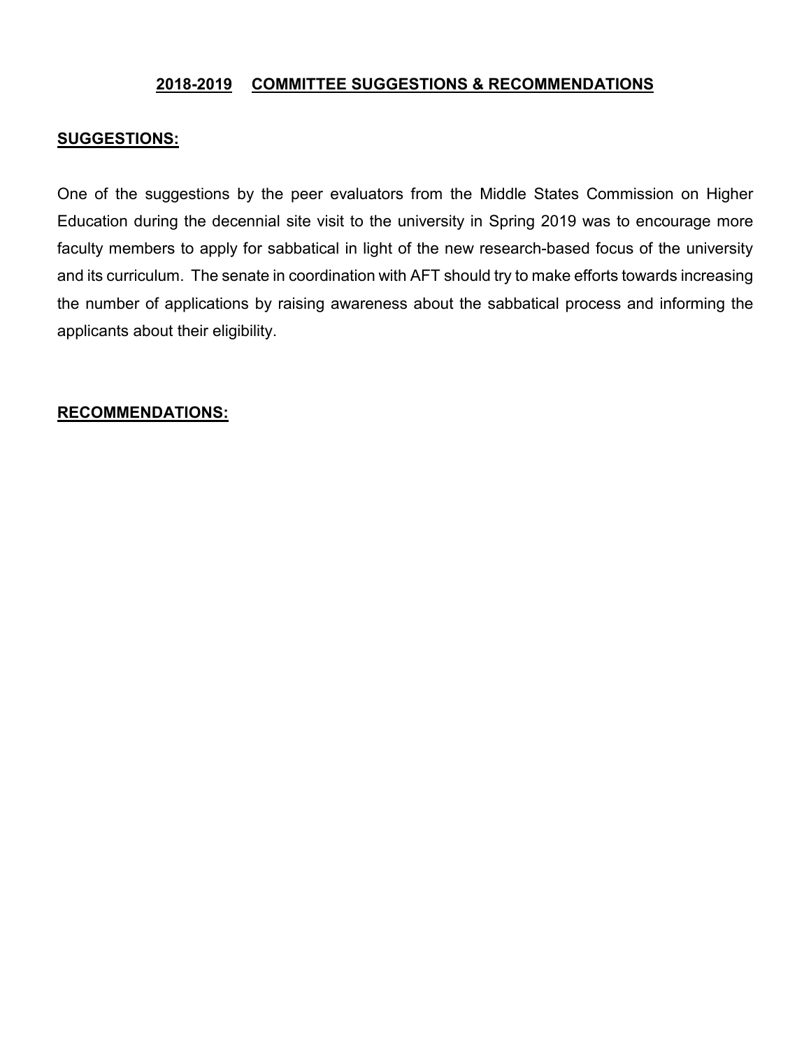## 2018-2019 COMMITTEE SUGGESTIONS & RECOMMENDATIONS

### SUGGESTIONS:

One of the suggestions by the peer evaluators from the Middle States Commission on Higher Education during the decennial site visit to the university in Spring 2019 was to encourage more faculty members to apply for sabbatical in light of the new research-based focus of the university and its curriculum. The senate in coordination with AFT should try to make efforts towards increasing the number of applications by raising awareness about the sabbatical process and informing the applicants about their eligibility.

### RECOMMENDATIONS: